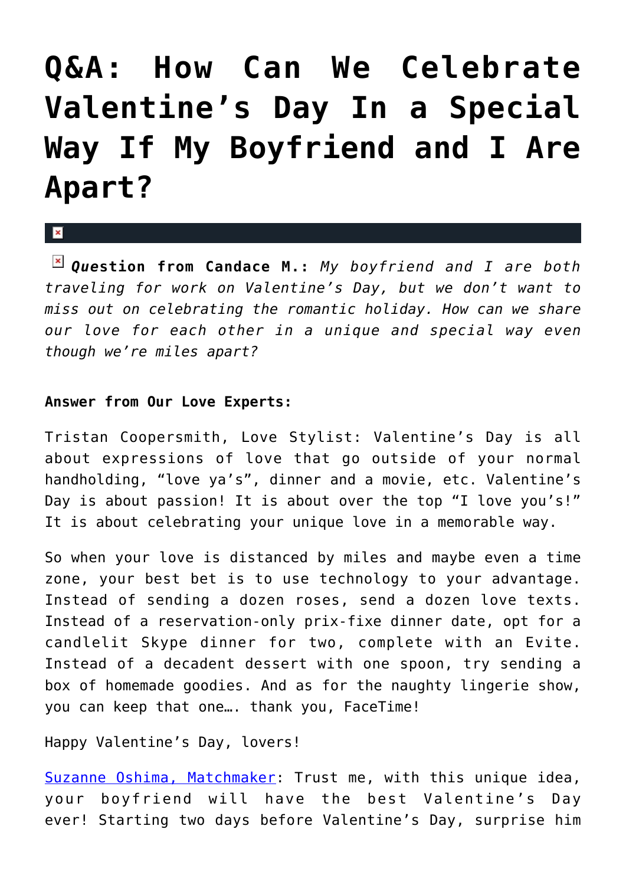# Q&A: How Can We Celebrate Valentine's Day In a Special Way If My Boyfriend and I Are Apart?

***Question* from Candace M.:** *My boyfriend and I are both traveling for work on Valentine's Day, but we don't want to miss out on celebrating the romantic holiday. How can we share our love for each other in a unique and special way even though we're miles apart?*

**Answer from Our Love Experts:**

Tristan Coopersmith, Love Stylist: Valentine's Day is all about expressions of love that go outside of your normal handholding, "love ya's", dinner and a movie, etc. Valentine's Day is about passion! It is about over the top "I love you's!" It is about celebrating your unique love in a memorable way.

So when your love is distanced by miles and maybe even a time zone, your best bet is to use technology to your advantage. Instead of sending a dozen roses, send a dozen love texts. Instead of a reservation-only prix-fixe dinner date, opt for a candlelit Skype dinner for two, complete with an Evite. Instead of a decadent dessert with one spoon, try sending a box of homemade goodies. And as for the naughty lingerie show, you can keep that one…. thank you, FaceTime!

Happy Valentine's Day, lovers!

Suzanne Oshima, Matchmaker: Trust me, with this unique idea, your boyfriend will have the best Valentine's Day ever! Starting two days before Valentine's Day, surprise him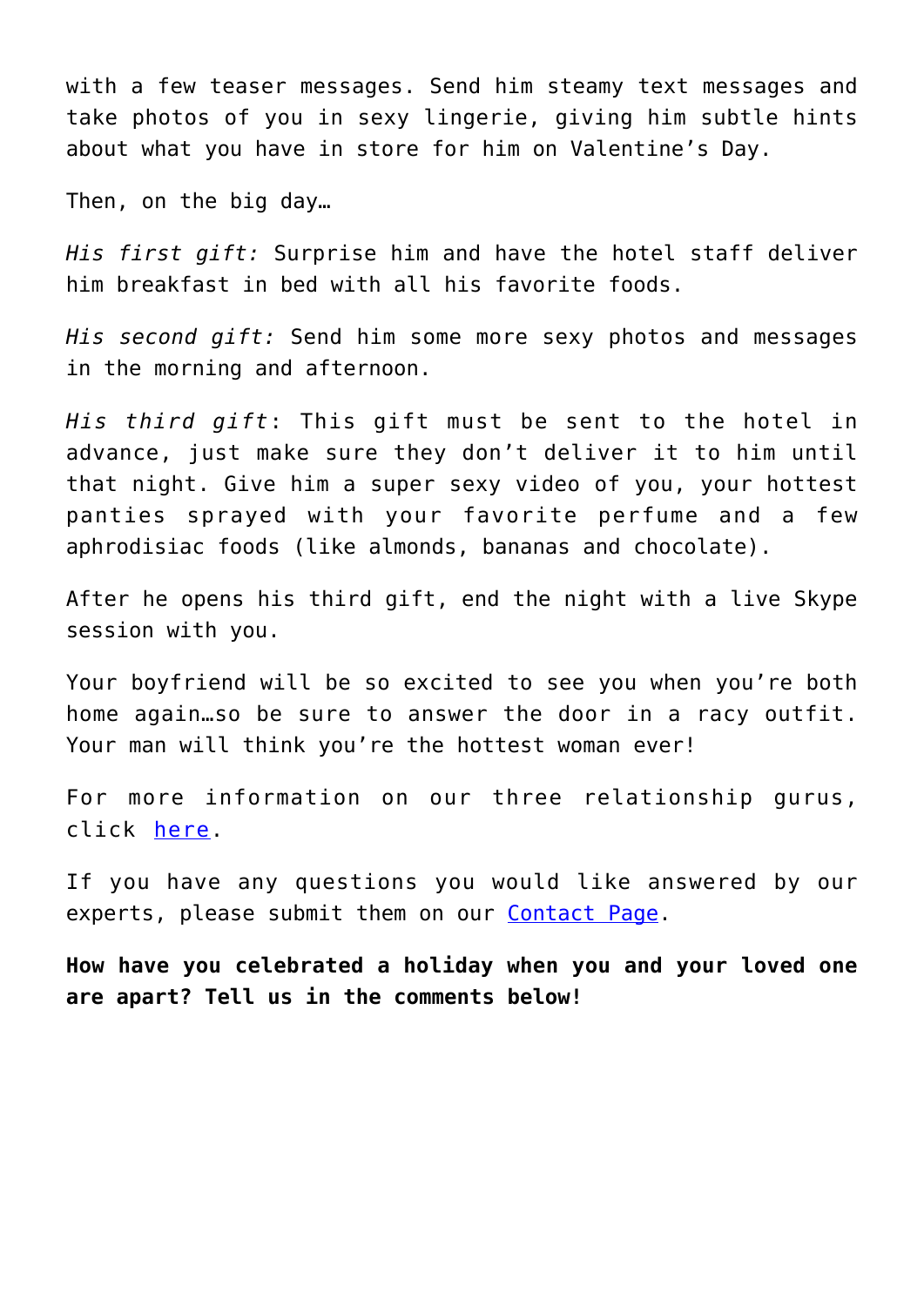with a few teaser messages. Send him steamy text messages and take photos of you in sexy lingerie, giving him subtle hints about what you have in store for him on Valentine's Day.

Then, on the big day…

*His first gift:* Surprise him and have the hotel staff deliver him breakfast in bed with all his favorite foods.

*His second gift:* Send him some more sexy photos and messages in the morning and afternoon.

*His third gift*: This gift must be sent to the hotel in advance, just make sure they don't deliver it to him until that night. Give him a super sexy video of you, your hottest panties sprayed with your favorite perfume and a few aphrodisiac foods (like almonds, bananas and chocolate).

After he opens his third gift, end the night with a live Skype session with you.

Your boyfriend will be so excited to see you when you're both home again…so be sure to answer the door in a racy outfit. Your man will think you're the hottest woman ever!

For more information on our three relationship gurus, click here.

If you have any questions you would like answered by our experts, please submit them on our Contact Page.

**How have you celebrated a holiday when you and your loved one are apart? Tell us in the comments below!**